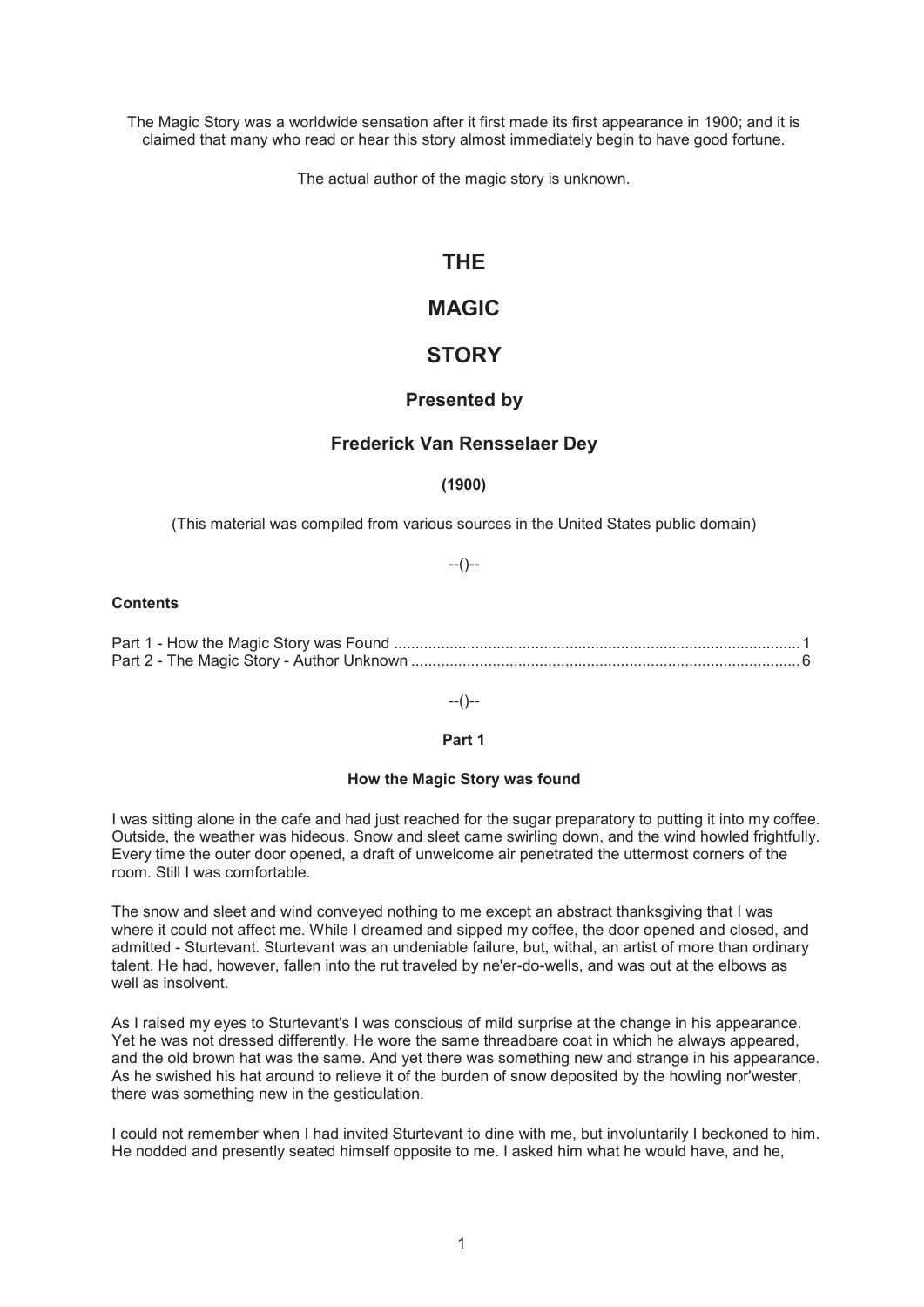The Magic Story was a worldwide sensation after it first made its first appearance in 1900; and it is claimed that many who read or hear this story almost immediately begin to have good fortune.

The actual author of the magic story is unknown.

# THE

# MAGIC

# STORY

### Presented by

### Frederick Van Rensselaer Dey

**(1900)**

(This material was compiled from various sources in the United States public domain)

--()--

**Contents**

Part 1 - How the Magic Story was Found .............................................................................................1
Part 2 - The Magic Story - Author Unknown .........................................................................................6

--()--

## Part 1

### How the Magic Story was found

I was sitting alone in the cafe and had just reached for the sugar preparatory to putting it into my coffee. Outside, the weather was hideous. Snow and sleet came swirling down, and the wind howled frightfully. Every time the outer door opened, a draft of unwelcome air penetrated the uttermost corners of the room. Still I was comfortable.

The snow and sleet and wind conveyed nothing to me except an abstract thanksgiving that I was where it could not affect me. While I dreamed and sipped my coffee, the door opened and closed, and admitted - Sturtevant. Sturtevant was an undeniable failure, but, withal, an artist of more than ordinary talent. He had, however, fallen into the rut traveled by ne'er-do-wells, and was out at the elbows as well as insolvent.

As I raised my eyes to Sturtevant's I was conscious of mild surprise at the change in his appearance. Yet he was not dressed differently. He wore the same threadbare coat in which he always appeared, and the old brown hat was the same. And yet there was something new and strange in his appearance. As he swished his hat around to relieve it of the burden of snow deposited by the howling nor'wester, there was something new in the gesticulation.

I could not remember when I had invited Sturtevant to dine with me, but involuntarily I beckoned to him. He nodded and presently seated himself opposite to me. I asked him what he would have, and he,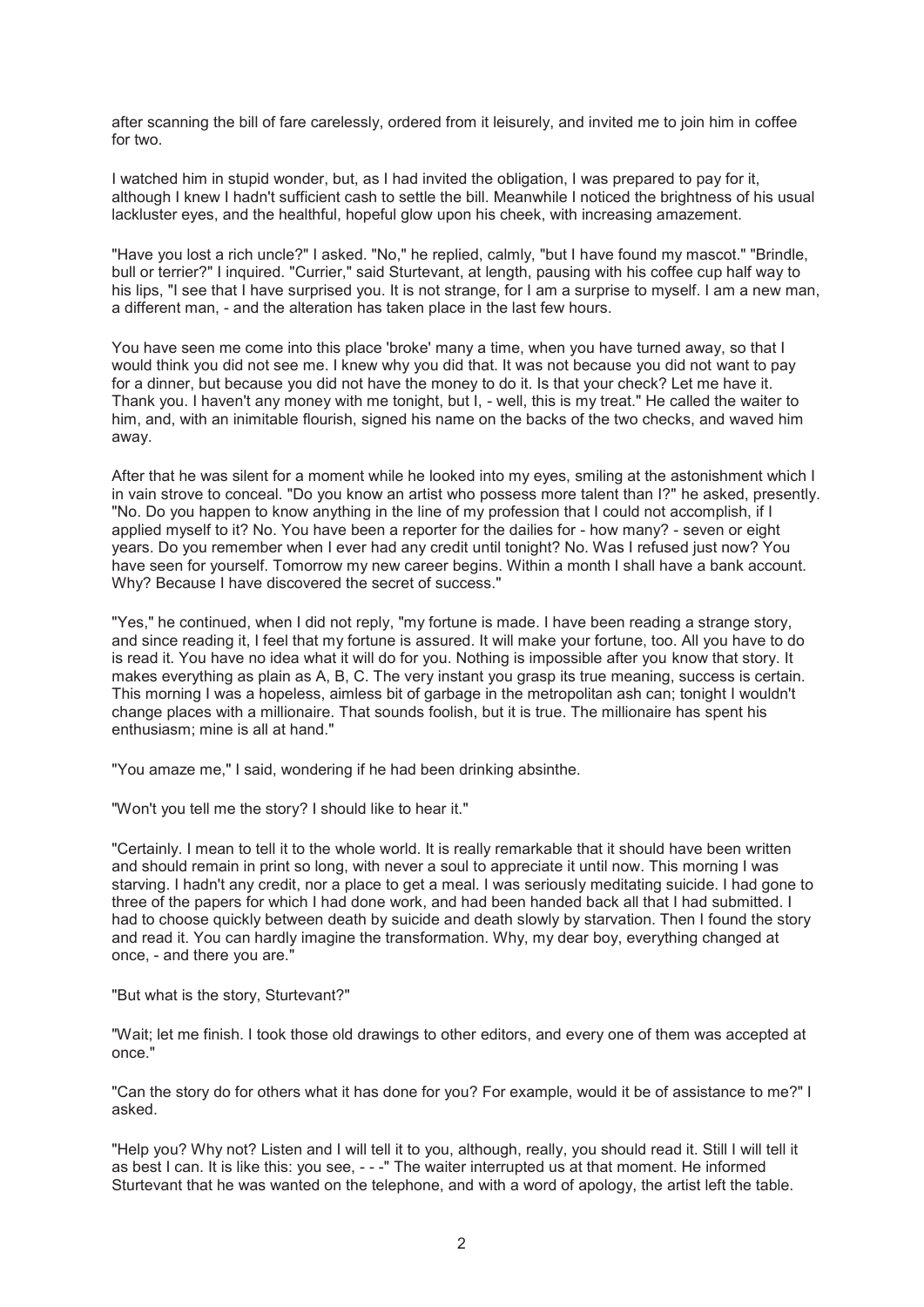after scanning the bill of fare carelessly, ordered from it leisurely, and invited me to join him in coffee for two.

I watched him in stupid wonder, but, as I had invited the obligation, I was prepared to pay for it, although I knew I hadn't sufficient cash to settle the bill. Meanwhile I noticed the brightness of his usual lackluster eyes, and the healthful, hopeful glow upon his cheek, with increasing amazement.

"Have you lost a rich uncle?" I asked. "No," he replied, calmly, "but I have found my mascot." "Brindle, bull or terrier?" I inquired. "Currier," said Sturtevant, at length, pausing with his coffee cup half way to his lips, "I see that I have surprised you. It is not strange, for I am a surprise to myself. I am a new man, a different man, - and the alteration has taken place in the last few hours.

You have seen me come into this place 'broke' many a time, when you have turned away, so that I would think you did not see me. I knew why you did that. It was not because you did not want to pay for a dinner, but because you did not have the money to do it. Is that your check? Let me have it. Thank you. I haven't any money with me tonight, but I, - well, this is my treat." He called the waiter to him, and, with an inimitable flourish, signed his name on the backs of the two checks, and waved him away.

After that he was silent for a moment while he looked into my eyes, smiling at the astonishment which I in vain strove to conceal. "Do you know an artist who possess more talent than I?" he asked, presently. "No. Do you happen to know anything in the line of my profession that I could not accomplish, if I applied myself to it? No. You have been a reporter for the dailies for - how many? - seven or eight years. Do you remember when I ever had any credit until tonight? No. Was I refused just now? You have seen for yourself. Tomorrow my new career begins. Within a month I shall have a bank account. Why? Because I have discovered the secret of success."

"Yes," he continued, when I did not reply, "my fortune is made. I have been reading a strange story, and since reading it, I feel that my fortune is assured. It will make your fortune, too. All you have to do is read it. You have no idea what it will do for you. Nothing is impossible after you know that story. It makes everything as plain as A, B, C. The very instant you grasp its true meaning, success is certain. This morning I was a hopeless, aimless bit of garbage in the metropolitan ash can; tonight I wouldn't change places with a millionaire. That sounds foolish, but it is true. The millionaire has spent his enthusiasm; mine is all at hand."

"You amaze me," I said, wondering if he had been drinking absinthe.

"Won't you tell me the story? I should like to hear it."

"Certainly. I mean to tell it to the whole world. It is really remarkable that it should have been written and should remain in print so long, with never a soul to appreciate it until now. This morning I was starving. I hadn't any credit, nor a place to get a meal. I was seriously meditating suicide. I had gone to three of the papers for which I had done work, and had been handed back all that I had submitted. I had to choose quickly between death by suicide and death slowly by starvation. Then I found the story and read it. You can hardly imagine the transformation. Why, my dear boy, everything changed at once, - and there you are."

"But what is the story, Sturtevant?"

"Wait; let me finish. I took those old drawings to other editors, and every one of them was accepted at once."

"Can the story do for others what it has done for you? For example, would it be of assistance to me?" I asked.

"Help you? Why not? Listen and I will tell it to you, although, really, you should read it. Still I will tell it as best I can. It is like this: you see, - - -" The waiter interrupted us at that moment. He informed Sturtevant that he was wanted on the telephone, and with a word of apology, the artist left the table.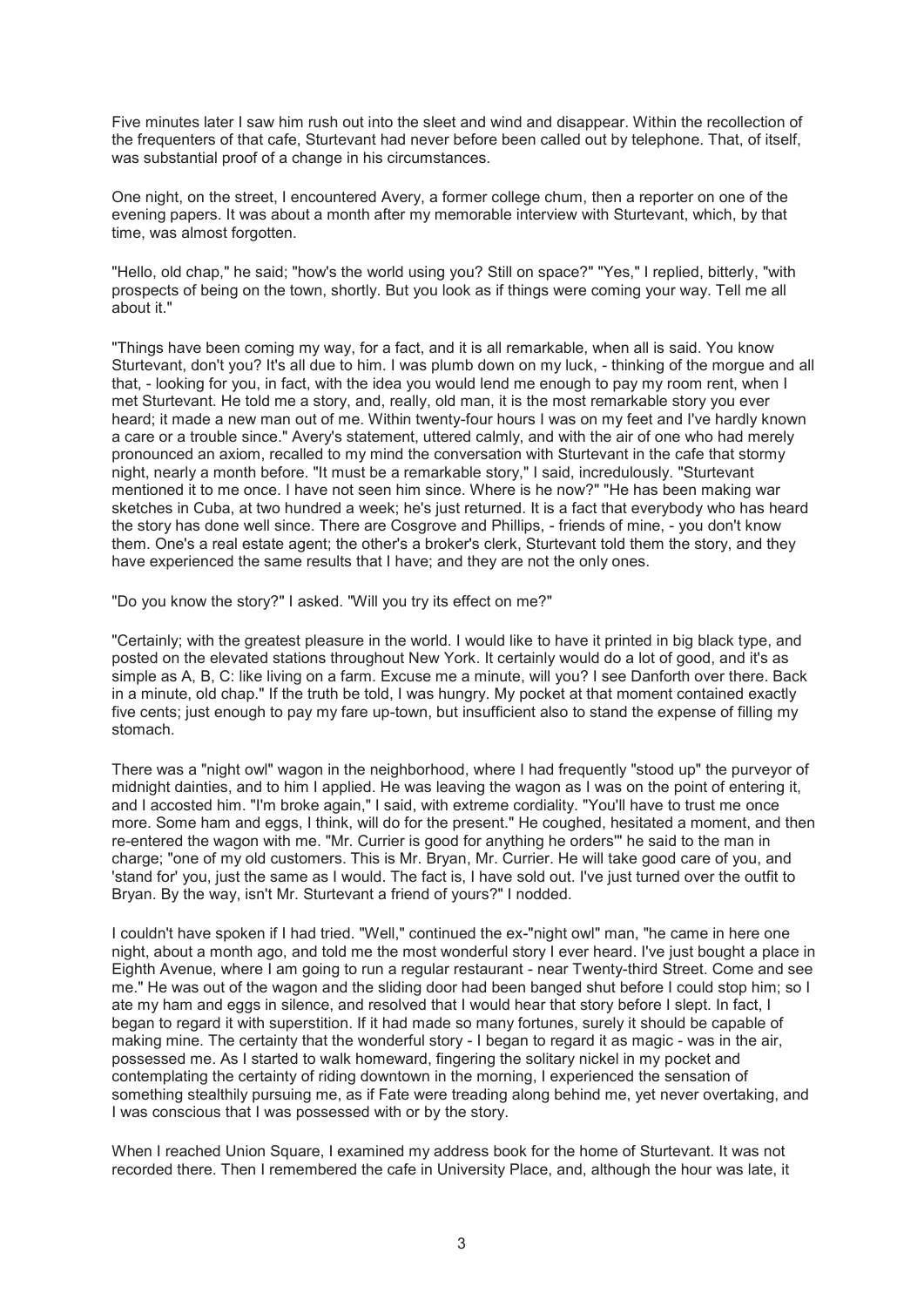Five minutes later I saw him rush out into the sleet and wind and disappear. Within the recollection of the frequenters of that cafe, Sturtevant had never before been called out by telephone. That, of itself, was substantial proof of a change in his circumstances.

One night, on the street, I encountered Avery, a former college chum, then a reporter on one of the evening papers. It was about a month after my memorable interview with Sturtevant, which, by that time, was almost forgotten.

"Hello, old chap," he said; "how's the world using you? Still on space?" "Yes," I replied, bitterly, "with prospects of being on the town, shortly. But you look as if things were coming your way. Tell me all about it."

"Things have been coming my way, for a fact, and it is all remarkable, when all is said. You know Sturtevant, don't you? It's all due to him. I was plumb down on my luck, - thinking of the morgue and all that, - looking for you, in fact, with the idea you would lend me enough to pay my room rent, when I met Sturtevant. He told me a story, and, really, old man, it is the most remarkable story you ever heard; it made a new man out of me. Within twenty-four hours I was on my feet and I've hardly known a care or a trouble since." Avery's statement, uttered calmly, and with the air of one who had merely pronounced an axiom, recalled to my mind the conversation with Sturtevant in the cafe that stormy night, nearly a month before. "It must be a remarkable story," I said, incredulously. "Sturtevant mentioned it to me once. I have not seen him since. Where is he now?" "He has been making war sketches in Cuba, at two hundred a week; he's just returned. It is a fact that everybody who has heard the story has done well since. There are Cosgrove and Phillips, - friends of mine, - you don't know them. One's a real estate agent; the other's a broker's clerk, Sturtevant told them the story, and they have experienced the same results that I have; and they are not the only ones.

"Do you know the story?" I asked. "Will you try its effect on me?"

"Certainly; with the greatest pleasure in the world. I would like to have it printed in big black type, and posted on the elevated stations throughout New York. It certainly would do a lot of good, and it's as simple as A, B, C: like living on a farm. Excuse me a minute, will you? I see Danforth over there. Back in a minute, old chap." If the truth be told, I was hungry. My pocket at that moment contained exactly five cents; just enough to pay my fare up-town, but insufficient also to stand the expense of filling my stomach.

There was a "night owl" wagon in the neighborhood, where I had frequently "stood up" the purveyor of midnight dainties, and to him I applied. He was leaving the wagon as I was on the point of entering it, and I accosted him. "I'm broke again," I said, with extreme cordiality. "You'll have to trust me once more. Some ham and eggs, I think, will do for the present." He coughed, hesitated a moment, and then re-entered the wagon with me. "Mr. Currier is good for anything he orders'" he said to the man in charge; "one of my old customers. This is Mr. Bryan, Mr. Currier. He will take good care of you, and 'stand for' you, just the same as I would. The fact is, I have sold out. I've just turned over the outfit to Bryan. By the way, isn't Mr. Sturtevant a friend of yours?" I nodded.

I couldn't have spoken if I had tried. "Well," continued the ex-"night owl" man, "he came in here one night, about a month ago, and told me the most wonderful story I ever heard. I've just bought a place in Eighth Avenue, where I am going to run a regular restaurant - near Twenty-third Street. Come and see me." He was out of the wagon and the sliding door had been banged shut before I could stop him; so I ate my ham and eggs in silence, and resolved that I would hear that story before I slept. In fact, I began to regard it with superstition. If it had made so many fortunes, surely it should be capable of making mine. The certainty that the wonderful story - I began to regard it as magic - was in the air, possessed me. As I started to walk homeward, fingering the solitary nickel in my pocket and contemplating the certainty of riding downtown in the morning, I experienced the sensation of something stealthily pursuing me, as if Fate were treading along behind me, yet never overtaking, and I was conscious that I was possessed with or by the story.

When I reached Union Square, I examined my address book for the home of Sturtevant. It was not recorded there. Then I remembered the cafe in University Place, and, although the hour was late, it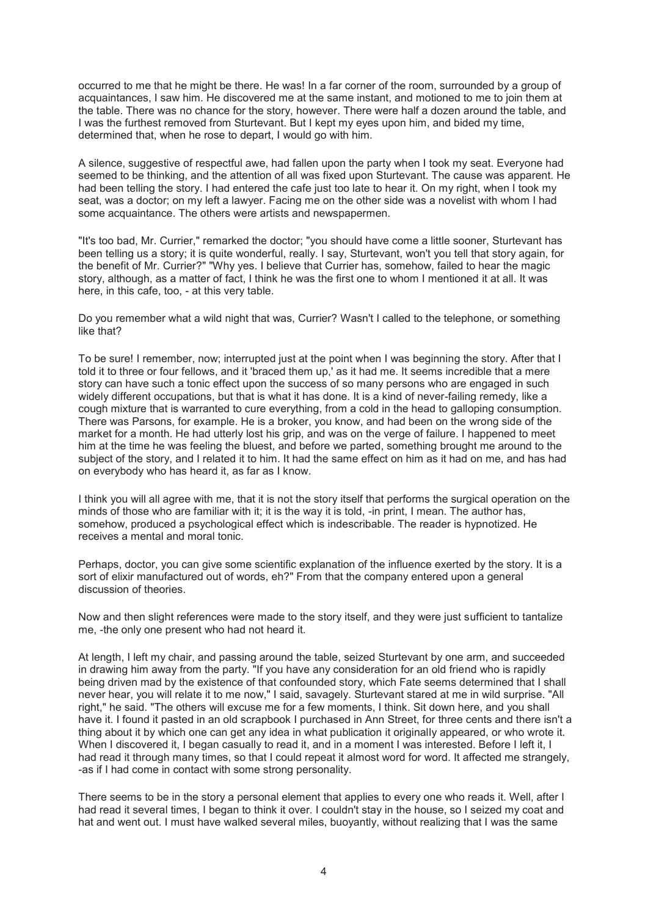occurred to me that he might be there. He was! In a far corner of the room, surrounded by a group of acquaintances, I saw him. He discovered me at the same instant, and motioned to me to join them at the table. There was no chance for the story, however. There were half a dozen around the table, and I was the furthest removed from Sturtevant. But I kept my eyes upon him, and bided my time, determined that, when he rose to depart, I would go with him.

A silence, suggestive of respectful awe, had fallen upon the party when I took my seat. Everyone had seemed to be thinking, and the attention of all was fixed upon Sturtevant. The cause was apparent. He had been telling the story. I had entered the cafe just too late to hear it. On my right, when I took my seat, was a doctor; on my left a lawyer. Facing me on the other side was a novelist with whom I had some acquaintance. The others were artists and newspapermen.

"It's too bad, Mr. Currier," remarked the doctor; "you should have come a little sooner, Sturtevant has been telling us a story; it is quite wonderful, really. I say, Sturtevant, won't you tell that story again, for the benefit of Mr. Currier?" "Why yes. I believe that Currier has, somehow, failed to hear the magic story, although, as a matter of fact, I think he was the first one to whom I mentioned it at all. It was here, in this cafe, too, - at this very table.

Do you remember what a wild night that was, Currier? Wasn't I called to the telephone, or something like that?

To be sure! I remember, now; interrupted just at the point when I was beginning the story. After that I told it to three or four fellows, and it 'braced them up,' as it had me. It seems incredible that a mere story can have such a tonic effect upon the success of so many persons who are engaged in such widely different occupations, but that is what it has done. It is a kind of never-failing remedy, like a cough mixture that is warranted to cure everything, from a cold in the head to galloping consumption. There was Parsons, for example. He is a broker, you know, and had been on the wrong side of the market for a month. He had utterly lost his grip, and was on the verge of failure. I happened to meet him at the time he was feeling the bluest, and before we parted, something brought me around to the subject of the story, and I related it to him. It had the same effect on him as it had on me, and has had on everybody who has heard it, as far as I know.

I think you will all agree with me, that it is not the story itself that performs the surgical operation on the minds of those who are familiar with it; it is the way it is told, -in print, I mean. The author has, somehow, produced a psychological effect which is indescribable. The reader is hypnotized. He receives a mental and moral tonic.

Perhaps, doctor, you can give some scientific explanation of the influence exerted by the story. It is a sort of elixir manufactured out of words, eh?" From that the company entered upon a general discussion of theories.

Now and then slight references were made to the story itself, and they were just sufficient to tantalize me, -the only one present who had not heard it.

At length, I left my chair, and passing around the table, seized Sturtevant by one arm, and succeeded in drawing him away from the party. "If you have any consideration for an old friend who is rapidly being driven mad by the existence of that confounded story, which Fate seems determined that I shall never hear, you will relate it to me now," I said, savagely. Sturtevant stared at me in wild surprise. "All right," he said. "The others will excuse me for a few moments, I think. Sit down here, and you shall have it. I found it pasted in an old scrapbook I purchased in Ann Street, for three cents and there isn't a thing about it by which one can get any idea in what publication it originally appeared, or who wrote it. When I discovered it, I began casually to read it, and in a moment I was interested. Before I left it, I had read it through many times, so that I could repeat it almost word for word. It affected me strangely, -as if I had come in contact with some strong personality.

There seems to be in the story a personal element that applies to every one who reads it. Well, after I had read it several times, I began to think it over. I couldn't stay in the house, so I seized my coat and hat and went out. I must have walked several miles, buoyantly, without realizing that I was the same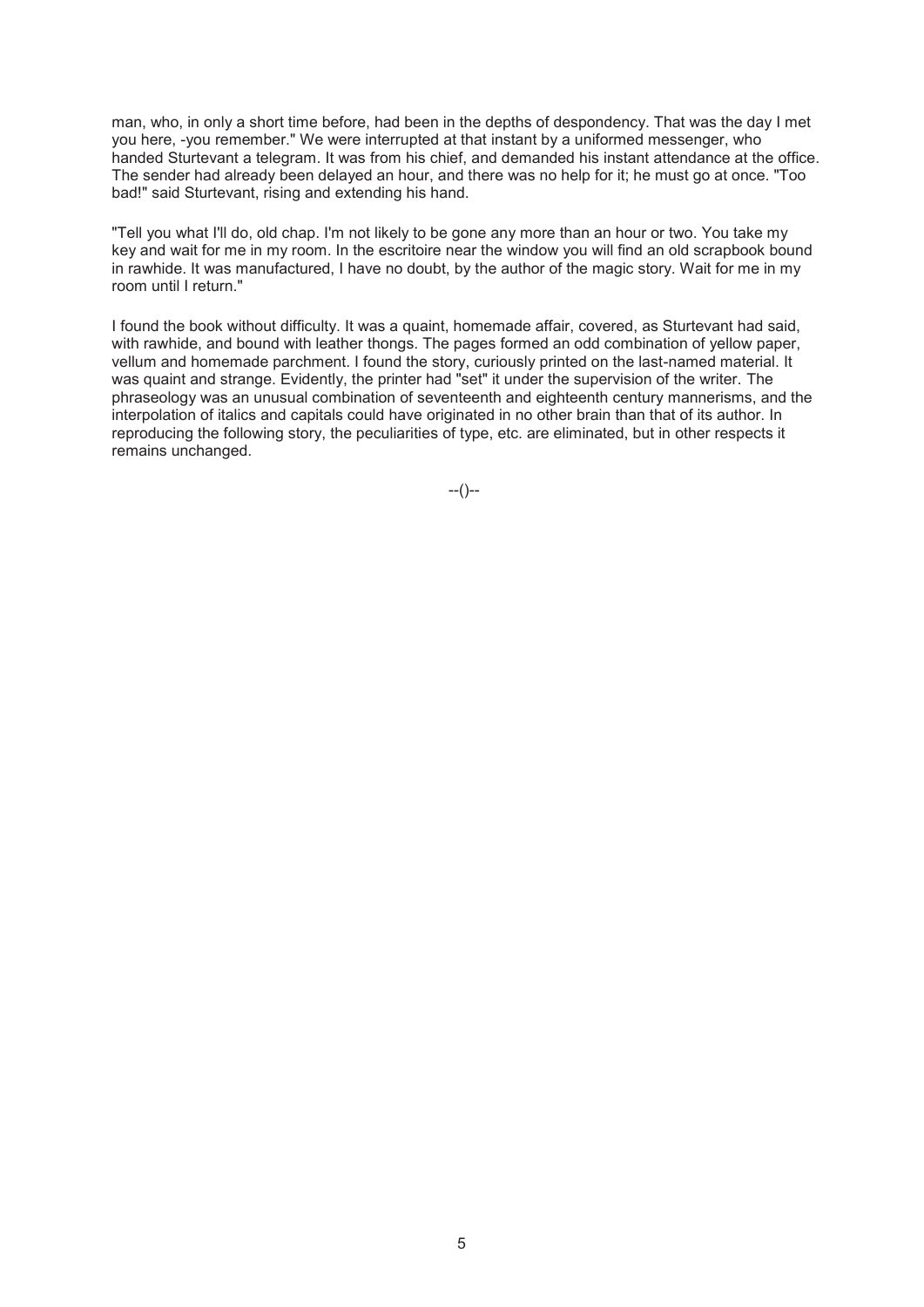man, who, in only a short time before, had been in the depths of despondency. That was the day I met you here, -you remember." We were interrupted at that instant by a uniformed messenger, who handed Sturtevant a telegram. It was from his chief, and demanded his instant attendance at the office. The sender had already been delayed an hour, and there was no help for it; he must go at once. "Too bad!" said Sturtevant, rising and extending his hand.

"Tell you what I'll do, old chap. I'm not likely to be gone any more than an hour or two. You take my key and wait for me in my room. In the escritoire near the window you will find an old scrapbook bound in rawhide. It was manufactured, I have no doubt, by the author of the magic story. Wait for me in my room until I return."

I found the book without difficulty. It was a quaint, homemade affair, covered, as Sturtevant had said, with rawhide, and bound with leather thongs. The pages formed an odd combination of yellow paper, vellum and homemade parchment. I found the story, curiously printed on the last-named material. It was quaint and strange. Evidently, the printer had "set" it under the supervision of the writer. The phraseology was an unusual combination of seventeenth and eighteenth century mannerisms, and the interpolation of italics and capitals could have originated in no other brain than that of its author. In reproducing the following story, the peculiarities of type, etc. are eliminated, but in other respects it remains unchanged.

--()--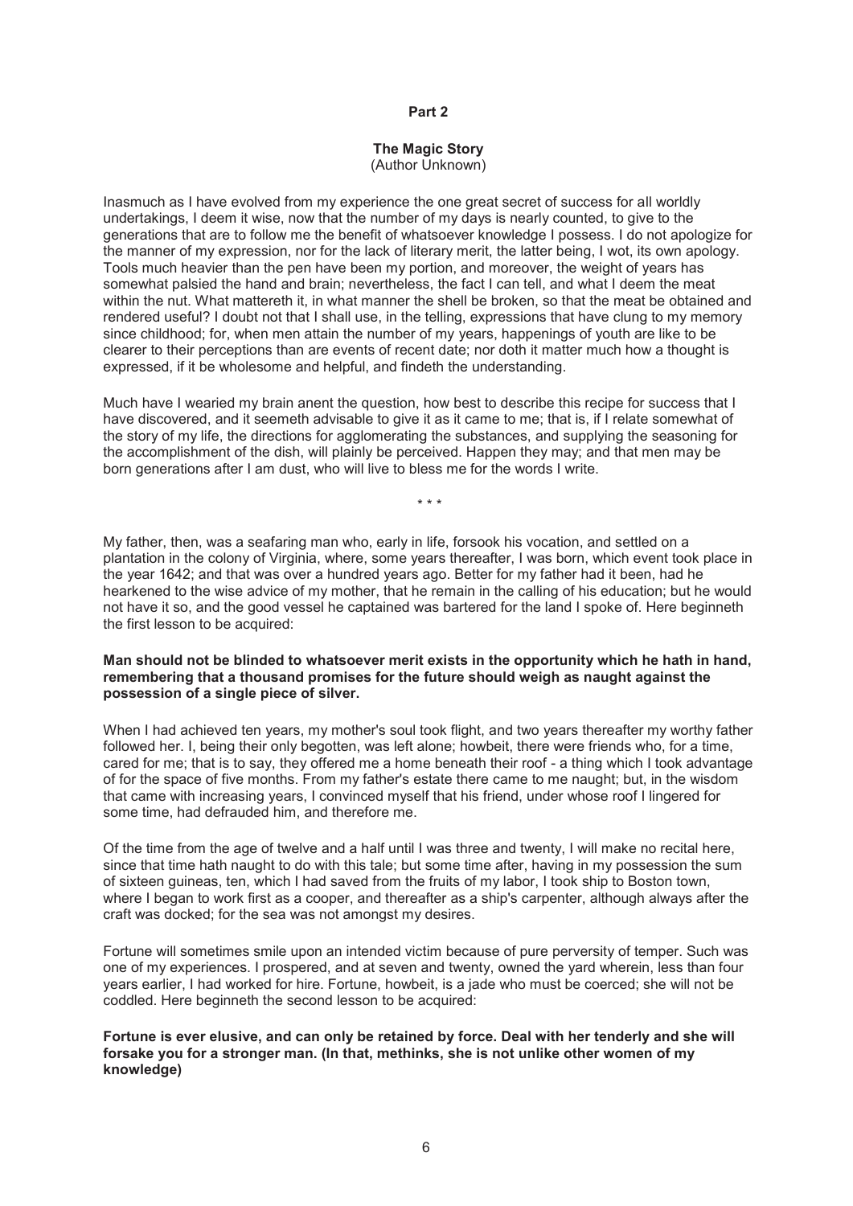# Part 2

## The Magic Story

(Author Unknown)

Inasmuch as I have evolved from my experience the one great secret of success for all worldly undertakings, I deem it wise, now that the number of my days is nearly counted, to give to the generations that are to follow me the benefit of whatsoever knowledge I possess. I do not apologize for the manner of my expression, nor for the lack of literary merit, the latter being, I wot, its own apology. Tools much heavier than the pen have been my portion, and moreover, the weight of years has somewhat palsied the hand and brain; nevertheless, the fact I can tell, and what I deem the meat within the nut. What mattereth it, in what manner the shell be broken, so that the meat be obtained and rendered useful? I doubt not that I shall use, in the telling, expressions that have clung to my memory since childhood; for, when men attain the number of my years, happenings of youth are like to be clearer to their perceptions than are events of recent date; nor doth it matter much how a thought is expressed, if it be wholesome and helpful, and findeth the understanding.

Much have I wearied my brain anent the question, how best to describe this recipe for success that I have discovered, and it seemeth advisable to give it as it came to me; that is, if I relate somewhat of the story of my life, the directions for agglomerating the substances, and supplying the seasoning for the accomplishment of the dish, will plainly be perceived. Happen they may; and that men may be born generations after I am dust, who will live to bless me for the words I write.

\* \* \*

My father, then, was a seafaring man who, early in life, forsook his vocation, and settled on a plantation in the colony of Virginia, where, some years thereafter, I was born, which event took place in the year 1642; and that was over a hundred years ago. Better for my father had it been, had he hearkened to the wise advice of my mother, that he remain in the calling of his education; but he would not have it so, and the good vessel he captained was bartered for the land I spoke of. Here beginneth the first lesson to be acquired:

**Man should not be blinded to whatsoever merit exists in the opportunity which he hath in hand, remembering that a thousand promises for the future should weigh as naught against the possession of a single piece of silver.**

When I had achieved ten years, my mother's soul took flight, and two years thereafter my worthy father followed her. I, being their only begotten, was left alone; howbeit, there were friends who, for a time, cared for me; that is to say, they offered me a home beneath their roof - a thing which I took advantage of for the space of five months. From my father's estate there came to me naught; but, in the wisdom that came with increasing years, I convinced myself that his friend, under whose roof I lingered for some time, had defrauded him, and therefore me.

Of the time from the age of twelve and a half until I was three and twenty, I will make no recital here, since that time hath naught to do with this tale; but some time after, having in my possession the sum of sixteen guineas, ten, which I had saved from the fruits of my labor, I took ship to Boston town, where I began to work first as a cooper, and thereafter as a ship's carpenter, although always after the craft was docked; for the sea was not amongst my desires.

Fortune will sometimes smile upon an intended victim because of pure perversity of temper. Such was one of my experiences. I prospered, and at seven and twenty, owned the yard wherein, less than four years earlier, I had worked for hire. Fortune, howbeit, is a jade who must be coerced; she will not be coddled. Here beginneth the second lesson to be acquired:

**Fortune is ever elusive, and can only be retained by force. Deal with her tenderly and she will forsake you for a stronger man. (In that, methinks, she is not unlike other women of my knowledge)**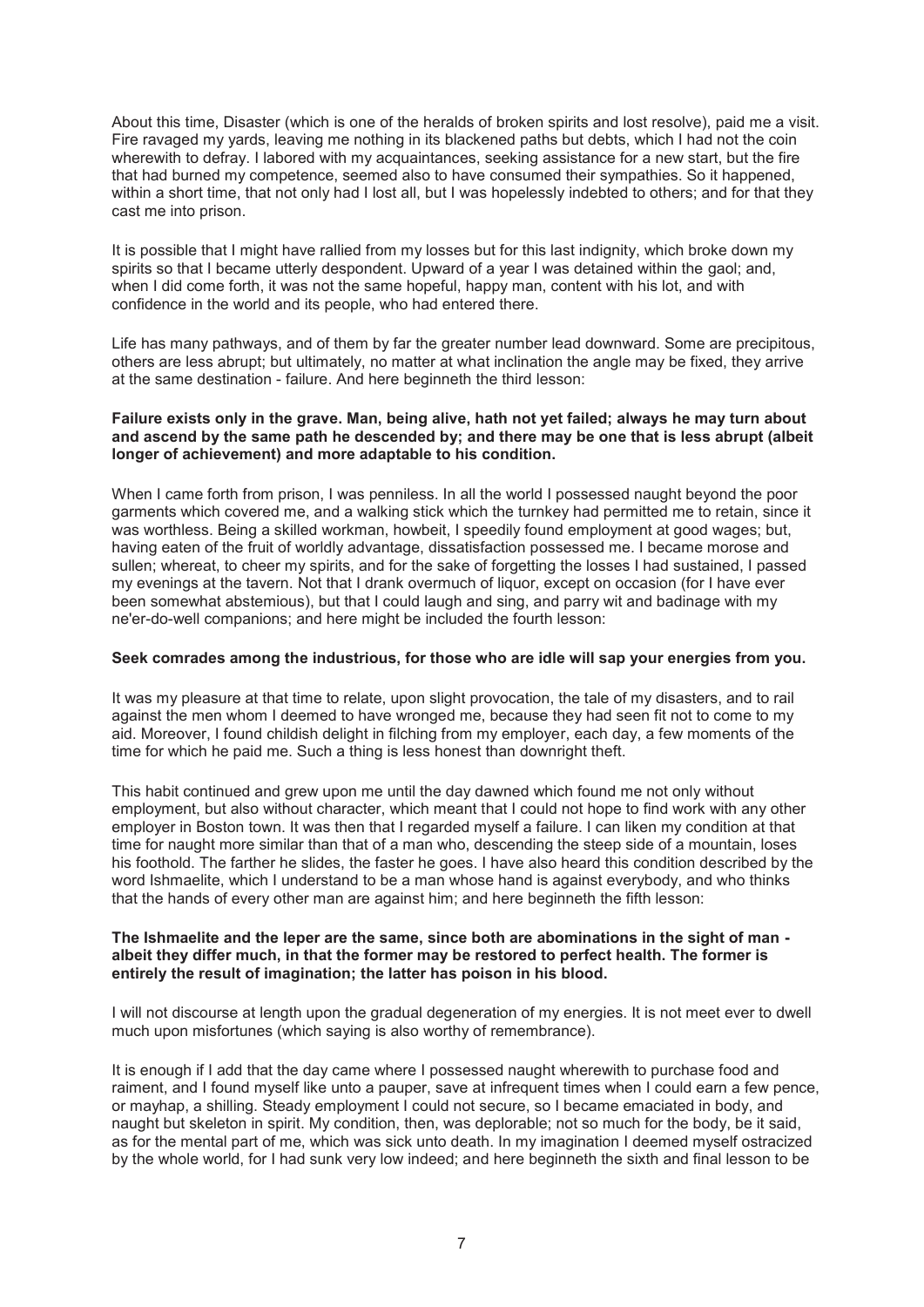About this time, Disaster (which is one of the heralds of broken spirits and lost resolve), paid me a visit. Fire ravaged my yards, leaving me nothing in its blackened paths but debts, which I had not the coin wherewith to defray. I labored with my acquaintances, seeking assistance for a new start, but the fire that had burned my competence, seemed also to have consumed their sympathies. So it happened, within a short time, that not only had I lost all, but I was hopelessly indebted to others; and for that they cast me into prison.

It is possible that I might have rallied from my losses but for this last indignity, which broke down my spirits so that I became utterly despondent. Upward of a year I was detained within the gaol; and, when I did come forth, it was not the same hopeful, happy man, content with his lot, and with confidence in the world and its people, who had entered there.

Life has many pathways, and of them by far the greater number lead downward. Some are precipitous, others are less abrupt; but ultimately, no matter at what inclination the angle may be fixed, they arrive at the same destination - failure. And here beginneth the third lesson:

**Failure exists only in the grave. Man, being alive, hath not yet failed; always he may turn about and ascend by the same path he descended by; and there may be one that is less abrupt (albeit longer of achievement) and more adaptable to his condition.**

When I came forth from prison, I was penniless. In all the world I possessed naught beyond the poor garments which covered me, and a walking stick which the turnkey had permitted me to retain, since it was worthless. Being a skilled workman, howbeit, I speedily found employment at good wages; but, having eaten of the fruit of worldly advantage, dissatisfaction possessed me. I became morose and sullen; whereat, to cheer my spirits, and for the sake of forgetting the losses I had sustained, I passed my evenings at the tavern. Not that I drank overmuch of liquor, except on occasion (for I have ever been somewhat abstemious), but that I could laugh and sing, and parry wit and badinage with my ne'er-do-well companions; and here might be included the fourth lesson:

**Seek comrades among the industrious, for those who are idle will sap your energies from you.**

It was my pleasure at that time to relate, upon slight provocation, the tale of my disasters, and to rail against the men whom I deemed to have wronged me, because they had seen fit not to come to my aid. Moreover, I found childish delight in filching from my employer, each day, a few moments of the time for which he paid me. Such a thing is less honest than downright theft.

This habit continued and grew upon me until the day dawned which found me not only without employment, but also without character, which meant that I could not hope to find work with any other employer in Boston town. It was then that I regarded myself a failure. I can liken my condition at that time for naught more similar than that of a man who, descending the steep side of a mountain, loses his foothold. The farther he slides, the faster he goes. I have also heard this condition described by the word Ishmaelite, which I understand to be a man whose hand is against everybody, and who thinks that the hands of every other man are against him; and here beginneth the fifth lesson:

**The Ishmaelite and the leper are the same, since both are abominations in the sight of man - albeit they differ much, in that the former may be restored to perfect health. The former is entirely the result of imagination; the latter has poison in his blood.**

I will not discourse at length upon the gradual degeneration of my energies. It is not meet ever to dwell much upon misfortunes (which saying is also worthy of remembrance).

It is enough if I add that the day came where I possessed naught wherewith to purchase food and raiment, and I found myself like unto a pauper, save at infrequent times when I could earn a few pence, or mayhap, a shilling. Steady employment I could not secure, so I became emaciated in body, and naught but skeleton in spirit. My condition, then, was deplorable; not so much for the body, be it said, as for the mental part of me, which was sick unto death. In my imagination I deemed myself ostracized by the whole world, for I had sunk very low indeed; and here beginneth the sixth and final lesson to be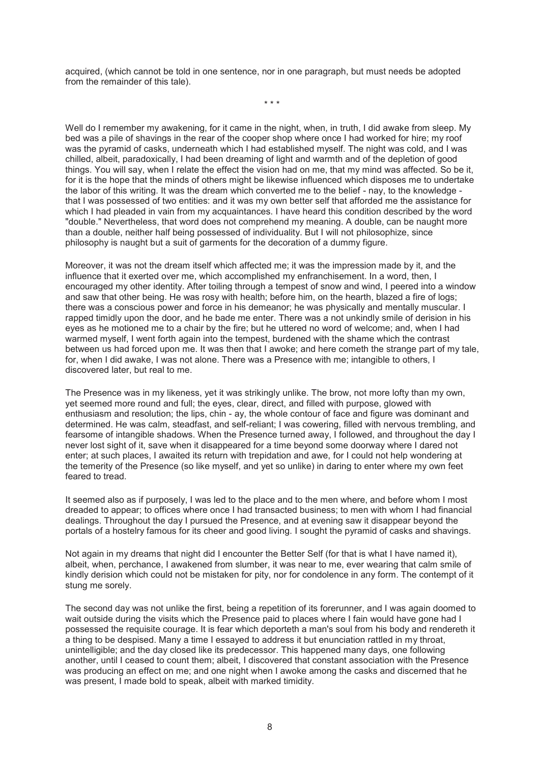acquired, (which cannot be told in one sentence, nor in one paragraph, but must needs be adopted from the remainder of this tale).

\* \* \*

Well do I remember my awakening, for it came in the night, when, in truth, I did awake from sleep. My bed was a pile of shavings in the rear of the cooper shop where once I had worked for hire; my roof was the pyramid of casks, underneath which I had established myself. The night was cold, and I was chilled, albeit, paradoxically, I had been dreaming of light and warmth and of the depletion of good things. You will say, when I relate the effect the vision had on me, that my mind was affected. So be it, for it is the hope that the minds of others might be likewise influenced which disposes me to undertake the labor of this writing. It was the dream which converted me to the belief - nay, to the knowledge - that I was possessed of two entities: and it was my own better self that afforded me the assistance for which I had pleaded in vain from my acquaintances. I have heard this condition described by the word "double." Nevertheless, that word does not comprehend my meaning. A double, can be naught more than a double, neither half being possessed of individuality. But I will not philosophize, since philosophy is naught but a suit of garments for the decoration of a dummy figure.

Moreover, it was not the dream itself which affected me; it was the impression made by it, and the influence that it exerted over me, which accomplished my enfranchisement. In a word, then, I encouraged my other identity. After toiling through a tempest of snow and wind, I peered into a window and saw that other being. He was rosy with health; before him, on the hearth, blazed a fire of logs; there was a conscious power and force in his demeanor; he was physically and mentally muscular. I rapped timidly upon the door, and he bade me enter. There was a not unkindly smile of derision in his eyes as he motioned me to a chair by the fire; but he uttered no word of welcome; and, when I had warmed myself, I went forth again into the tempest, burdened with the shame which the contrast between us had forced upon me. It was then that I awoke; and here cometh the strange part of my tale, for, when I did awake, I was not alone. There was a Presence with me; intangible to others, I discovered later, but real to me.

The Presence was in my likeness, yet it was strikingly unlike. The brow, not more lofty than my own, yet seemed more round and full; the eyes, clear, direct, and filled with purpose, glowed with enthusiasm and resolution; the lips, chin - ay, the whole contour of face and figure was dominant and determined. He was calm, steadfast, and self-reliant; I was cowering, filled with nervous trembling, and fearsome of intangible shadows. When the Presence turned away, I followed, and throughout the day I never lost sight of it, save when it disappeared for a time beyond some doorway where I dared not enter; at such places, I awaited its return with trepidation and awe, for I could not help wondering at the temerity of the Presence (so like myself, and yet so unlike) in daring to enter where my own feet feared to tread.

It seemed also as if purposely, I was led to the place and to the men where, and before whom I most dreaded to appear; to offices where once I had transacted business; to men with whom I had financial dealings. Throughout the day I pursued the Presence, and at evening saw it disappear beyond the portals of a hostelry famous for its cheer and good living. I sought the pyramid of casks and shavings.

Not again in my dreams that night did I encounter the Better Self (for that is what I have named it), albeit, when, perchance, I awakened from slumber, it was near to me, ever wearing that calm smile of kindly derision which could not be mistaken for pity, nor for condolence in any form. The contempt of it stung me sorely.

The second day was not unlike the first, being a repetition of its forerunner, and I was again doomed to wait outside during the visits which the Presence paid to places where I fain would have gone had I possessed the requisite courage. It is fear which deporteth a man's soul from his body and rendereth it a thing to be despised. Many a time I essayed to address it but enunciation rattled in my throat, unintelligible; and the day closed like its predecessor. This happened many days, one following another, until I ceased to count them; albeit, I discovered that constant association with the Presence was producing an effect on me; and one night when I awoke among the casks and discerned that he was present, I made bold to speak, albeit with marked timidity.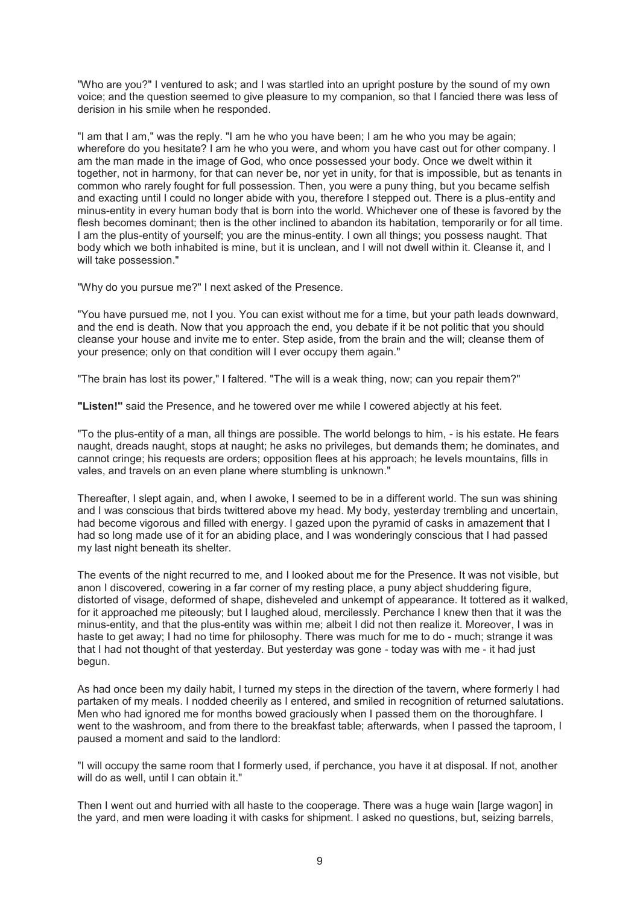"Who are you?" I ventured to ask; and I was startled into an upright posture by the sound of my own voice; and the question seemed to give pleasure to my companion, so that I fancied there was less of derision in his smile when he responded.

"I am that I am," was the reply. "I am he who you have been; I am he who you may be again; wherefore do you hesitate? I am he who you were, and whom you have cast out for other company. I am the man made in the image of God, who once possessed your body. Once we dwelt within it together, not in harmony, for that can never be, nor yet in unity, for that is impossible, but as tenants in common who rarely fought for full possession. Then, you were a puny thing, but you became selfish and exacting until I could no longer abide with you, therefore I stepped out. There is a plus-entity and minus-entity in every human body that is born into the world. Whichever one of these is favored by the flesh becomes dominant; then is the other inclined to abandon its habitation, temporarily or for all time. I am the plus-entity of yourself; you are the minus-entity. I own all things; you possess naught. That body which we both inhabited is mine, but it is unclean, and I will not dwell within it. Cleanse it, and I will take possession."

"Why do you pursue me?" I next asked of the Presence.

"You have pursued me, not I you. You can exist without me for a time, but your path leads downward, and the end is death. Now that you approach the end, you debate if it be not politic that you should cleanse your house and invite me to enter. Step aside, from the brain and the will; cleanse them of your presence; only on that condition will I ever occupy them again."

"The brain has lost its power," I faltered. "The will is a weak thing, now; can you repair them?"

**"Listen!"** said the Presence, and he towered over me while I cowered abjectly at his feet.

"To the plus-entity of a man, all things are possible. The world belongs to him, - is his estate. He fears naught, dreads naught, stops at naught; he asks no privileges, but demands them; he dominates, and cannot cringe; his requests are orders; opposition flees at his approach; he levels mountains, fills in vales, and travels on an even plane where stumbling is unknown."

Thereafter, I slept again, and, when I awoke, I seemed to be in a different world. The sun was shining and I was conscious that birds twittered above my head. My body, yesterday trembling and uncertain, had become vigorous and filled with energy. I gazed upon the pyramid of casks in amazement that I had so long made use of it for an abiding place, and I was wonderingly conscious that I had passed my last night beneath its shelter.

The events of the night recurred to me, and I looked about me for the Presence. It was not visible, but anon I discovered, cowering in a far corner of my resting place, a puny abject shuddering figure, distorted of visage, deformed of shape, disheveled and unkempt of appearance. It tottered as it walked, for it approached me piteously; but I laughed aloud, mercilessly. Perchance I knew then that it was the minus-entity, and that the plus-entity was within me; albeit I did not then realize it. Moreover, I was in haste to get away; I had no time for philosophy. There was much for me to do - much; strange it was that I had not thought of that yesterday. But yesterday was gone - today was with me - it had just begun.

As had once been my daily habit, I turned my steps in the direction of the tavern, where formerly I had partaken of my meals. I nodded cheerily as I entered, and smiled in recognition of returned salutations. Men who had ignored me for months bowed graciously when I passed them on the thoroughfare. I went to the washroom, and from there to the breakfast table; afterwards, when I passed the taproom, I paused a moment and said to the landlord:

"I will occupy the same room that I formerly used, if perchance, you have it at disposal. If not, another will do as well, until I can obtain it."

Then I went out and hurried with all haste to the cooperage. There was a huge wain [large wagon] in the yard, and men were loading it with casks for shipment. I asked no questions, but, seizing barrels,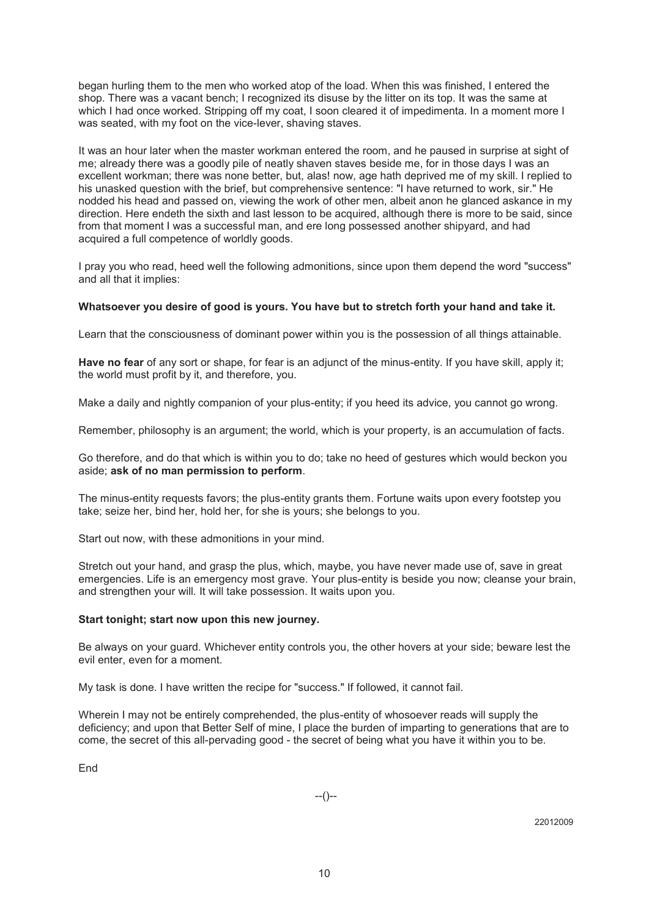began hurling them to the men who worked atop of the load. When this was finished, I entered the shop. There was a vacant bench; I recognized its disuse by the litter on its top. It was the same at which I had once worked. Stripping off my coat, I soon cleared it of impedimenta. In a moment more I was seated, with my foot on the vice-lever, shaving staves.

It was an hour later when the master workman entered the room, and he paused in surprise at sight of me; already there was a goodly pile of neatly shaven staves beside me, for in those days I was an excellent workman; there was none better, but, alas! now, age hath deprived me of my skill. I replied to his unasked question with the brief, but comprehensive sentence: "I have returned to work, sir." He nodded his head and passed on, viewing the work of other men, albeit anon he glanced askance in my direction. Here endeth the sixth and last lesson to be acquired, although there is more to be said, since from that moment I was a successful man, and ere long possessed another shipyard, and had acquired a full competence of worldly goods.

I pray you who read, heed well the following admonitions, since upon them depend the word "success" and all that it implies:

**Whatsoever you desire of good is yours. You have but to stretch forth your hand and take it.**

Learn that the consciousness of dominant power within you is the possession of all things attainable.

**Have no fear** of any sort or shape, for fear is an adjunct of the minus-entity. If you have skill, apply it; the world must profit by it, and therefore, you.

Make a daily and nightly companion of your plus-entity; if you heed its advice, you cannot go wrong.

Remember, philosophy is an argument; the world, which is your property, is an accumulation of facts.

Go therefore, and do that which is within you to do; take no heed of gestures which would beckon you aside; **ask of no man permission to perform**.

The minus-entity requests favors; the plus-entity grants them. Fortune waits upon every footstep you take; seize her, bind her, hold her, for she is yours; she belongs to you.

Start out now, with these admonitions in your mind.

Stretch out your hand, and grasp the plus, which, maybe, you have never made use of, save in great emergencies. Life is an emergency most grave. Your plus-entity is beside you now; cleanse your brain, and strengthen your will. It will take possession. It waits upon you.

**Start tonight; start now upon this new journey.**

Be always on your guard. Whichever entity controls you, the other hovers at your side; beware lest the evil enter, even for a moment.

My task is done. I have written the recipe for "success." If followed, it cannot fail.

Wherein I may not be entirely comprehended, the plus-entity of whosoever reads will supply the deficiency; and upon that Better Self of mine, I place the burden of imparting to generations that are to come, the secret of this all-pervading good - the secret of being what you have it within you to be.

End

--()--

22012009